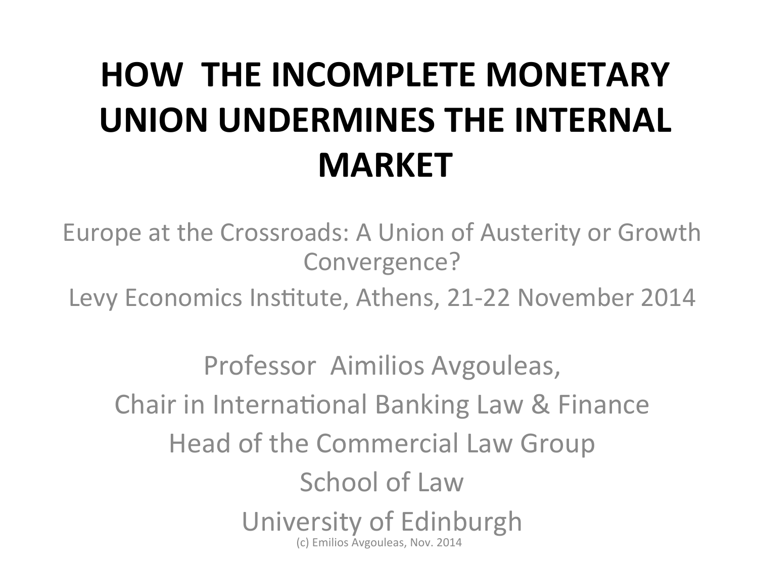# HOW THE INCOMPLETE MONETARY UNION UNDERMINES THE INTERNAL MARKET

Europe at the Crossroads: A Union of Austerity or Growth Convergence?

Levy Economics Institute, Athens, 21-22 November 2014

Professor Aimilios Avgouleas,

Chair in International Banking Law & Finance

Head of the Commercial Law Group

School of Law

University of Edinburgh

(c) Emilios Avgouleas, Nov. 2014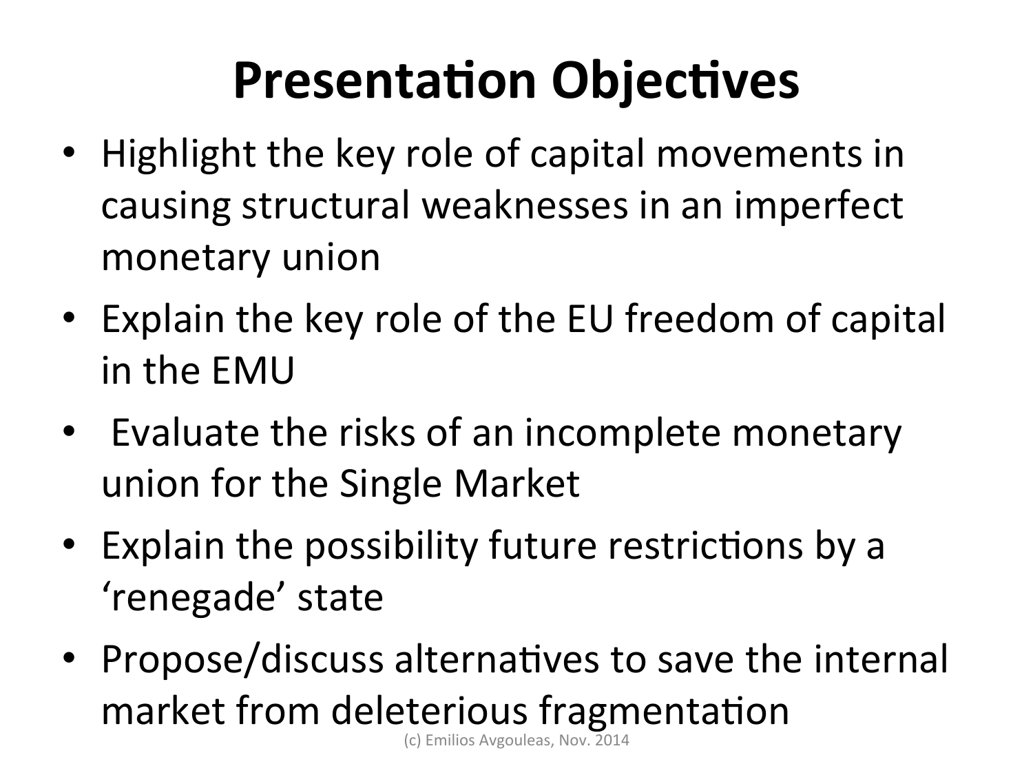# Presentation Objectives

- Highlight the key role of capital movements in causing structural weaknesses in an imperfect monetary union
- Explain the key role of the EU freedom of capital in the EMU
- Evaluate the risks of an incomplete monetary union for the Single Market
- Explain the possibility future restrictions by a 'renegade' state
- Propose/discuss alternatives to save the internal market from deleterious fragmentation

(c) Emilios Avgouleas, Nov. 2014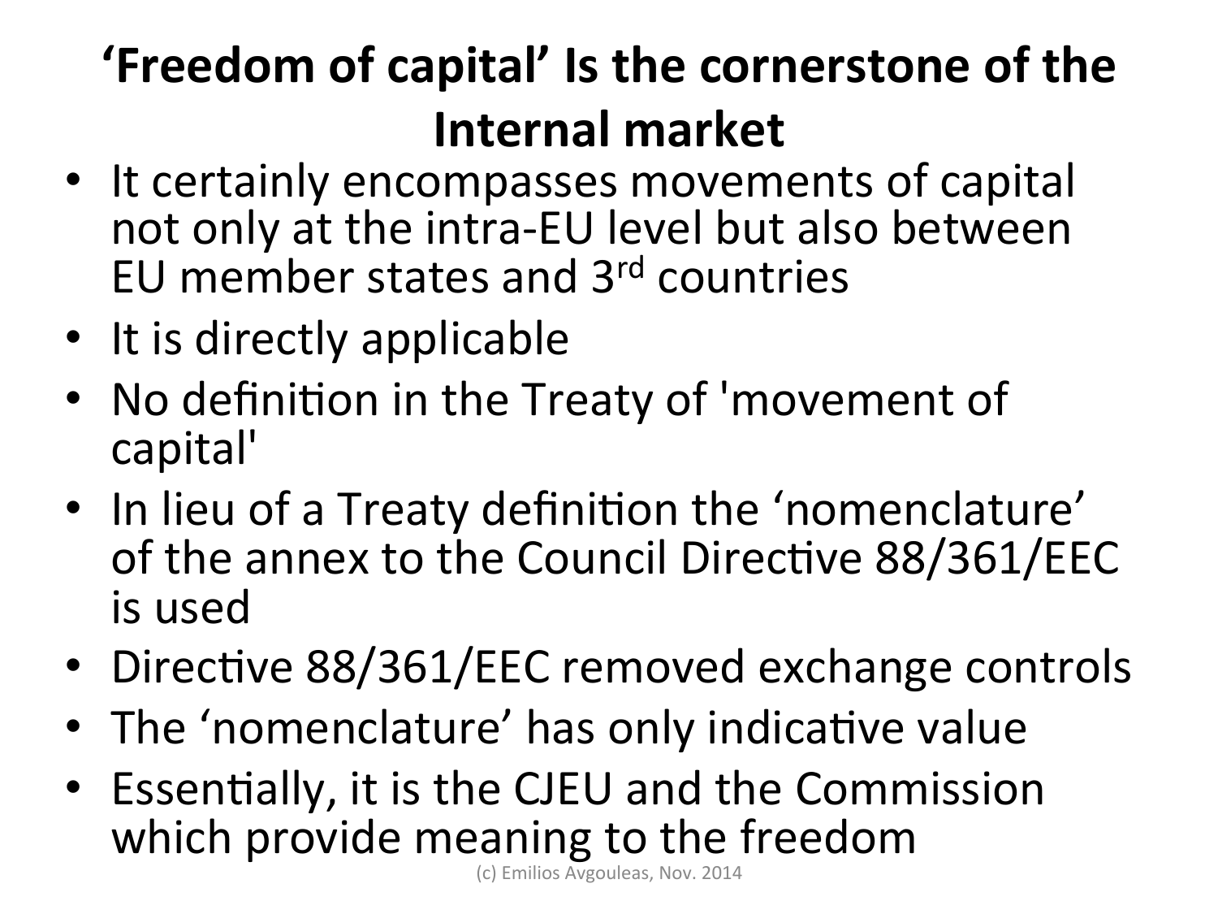# 'Freedom of capital' Is the cornerstone of the Internal market

- It certainly encompasses movements of capital not only at the intra-EU level but also between EU member states and 3rd countries
- It is directly applicable
- No definition in the Treaty of 'movement of capital'
- In lieu of a Treaty definition the 'nomenclature' of the annex to the Council Directive 88/361/EEC is used
- Directive 88/361/EEC removed exchange controls
- The 'nomenclature' has only indicative value
- Essentially, it is the CJEU and the Commission which provide meaning to the freedom

(c) Emilios Avgouleas, Nov. 2014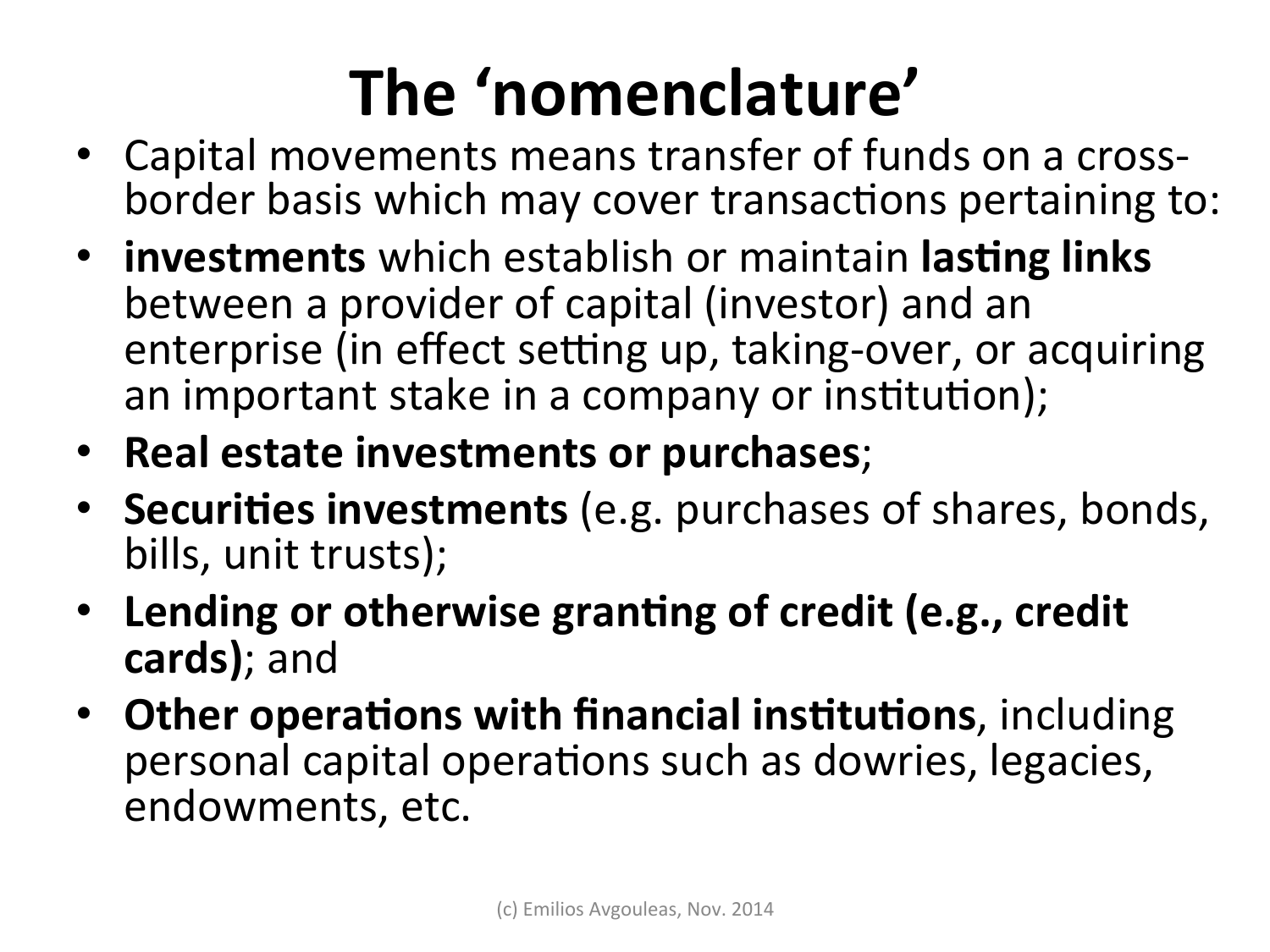# The 'nomenclature'

- Capital movements means transfer of funds on a cross-border basis which may cover transactions pertaining to:
- **investments** which establish or maintain **lasting links** between a provider of capital (investor) and an enterprise (in effect setting up, taking-over, or acquiring an important stake in a company or institution);
- **Real estate investments or purchases**;
- **Securities investments** (e.g. purchases of shares, bonds, bills, unit trusts);
- **Lending or otherwise granting of credit (e.g., credit cards)**; and
- **Other operations with financial institutions**, including personal capital operations such as dowries, legacies, endowments, etc.

(c) Emilios Avgouleas, Nov. 2014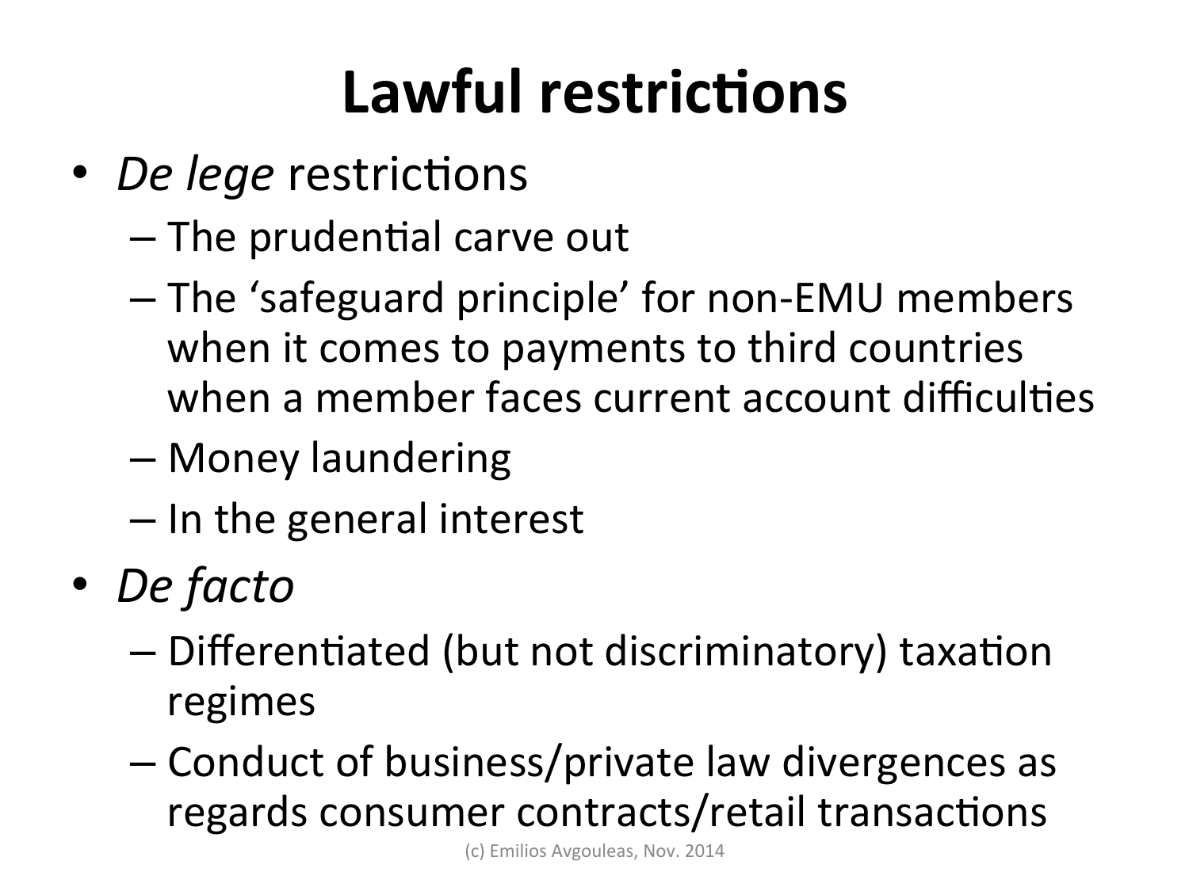# Lawful restrictions

- *De lege* restrictions
  - The prudential carve out
  - The 'safeguard principle' for non-EMU members when it comes to payments to third countries when a member faces current account difficulties
  - Money laundering
  - In the general interest
- *De facto*
  - Differentiated (but not discriminatory) taxation regimes
  - Conduct of business/private law divergences as regards consumer contracts/retail transactions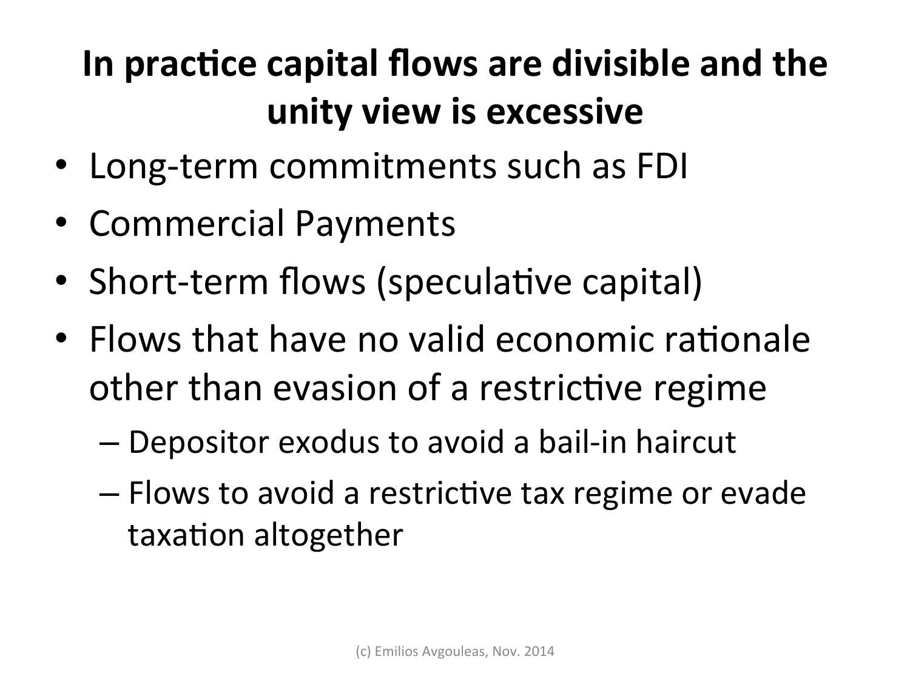# In practice capital flows are divisible and the unity view is excessive

- Long-term commitments such as FDI
- Commercial Payments
- Short-term flows (speculative capital)
- Flows that have no valid economic rationale other than evasion of a restrictive regime
  - Depositor exodus to avoid a bail-in haircut
  - Flows to avoid a restrictive tax regime or evade taxation altogether

(c) Emilios Avgouleas, Nov. 2014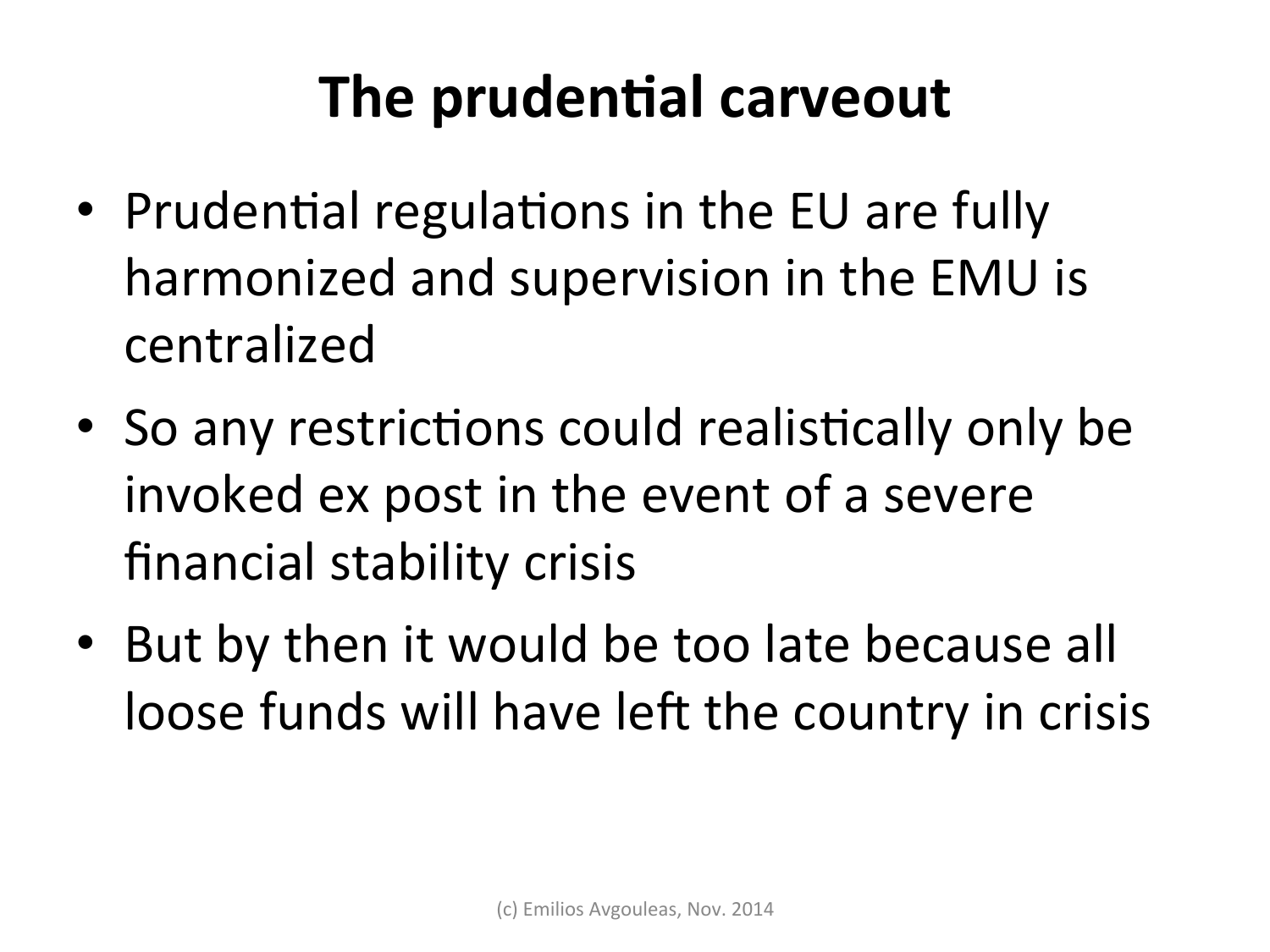# The prudential carveout

- Prudential regulations in the EU are fully harmonized and supervision in the EMU is centralized
- So any restrictions could realistically only be invoked ex post in the event of a severe financial stability crisis
- But by then it would be too late because all loose funds will have left the country in crisis

(c) Emilios Avgouleas, Nov. 2014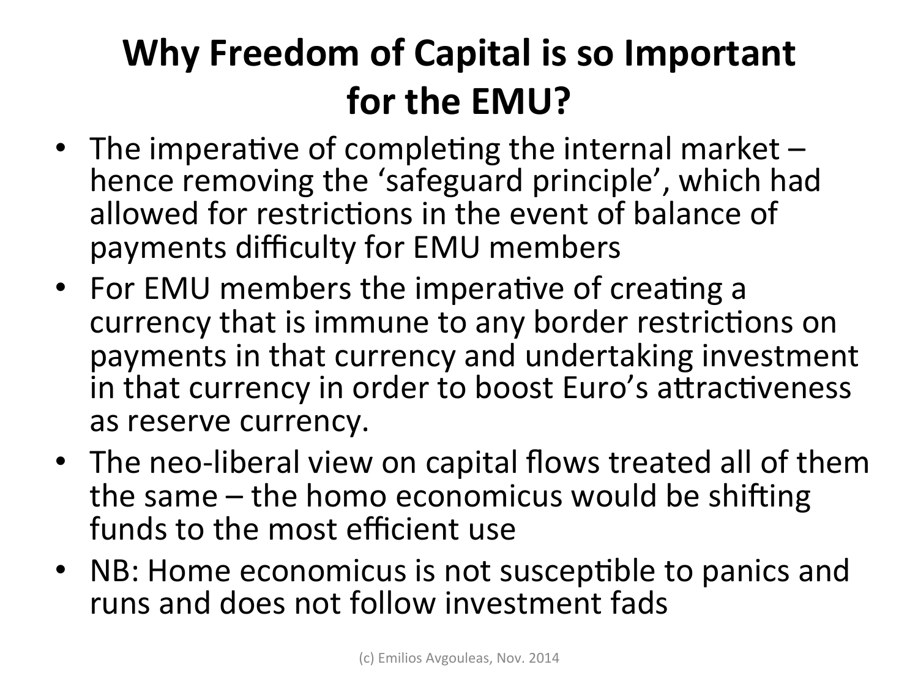# Why Freedom of Capital is so Important for the EMU?

- The imperative of completing the internal market – hence removing the 'safeguard principle', which had allowed for restrictions in the event of balance of payments difficulty for EMU members
- For EMU members the imperative of creating a currency that is immune to any border restrictions on payments in that currency and undertaking investment in that currency in order to boost Euro's attractiveness as reserve currency.
- The neo-liberal view on capital flows treated all of them the same – the homo economicus would be shifting funds to the most efficient use
- NB: Home economicus is not susceptible to panics and runs and does not follow investment fads

(c) Emilios Avgouleas, Nov. 2014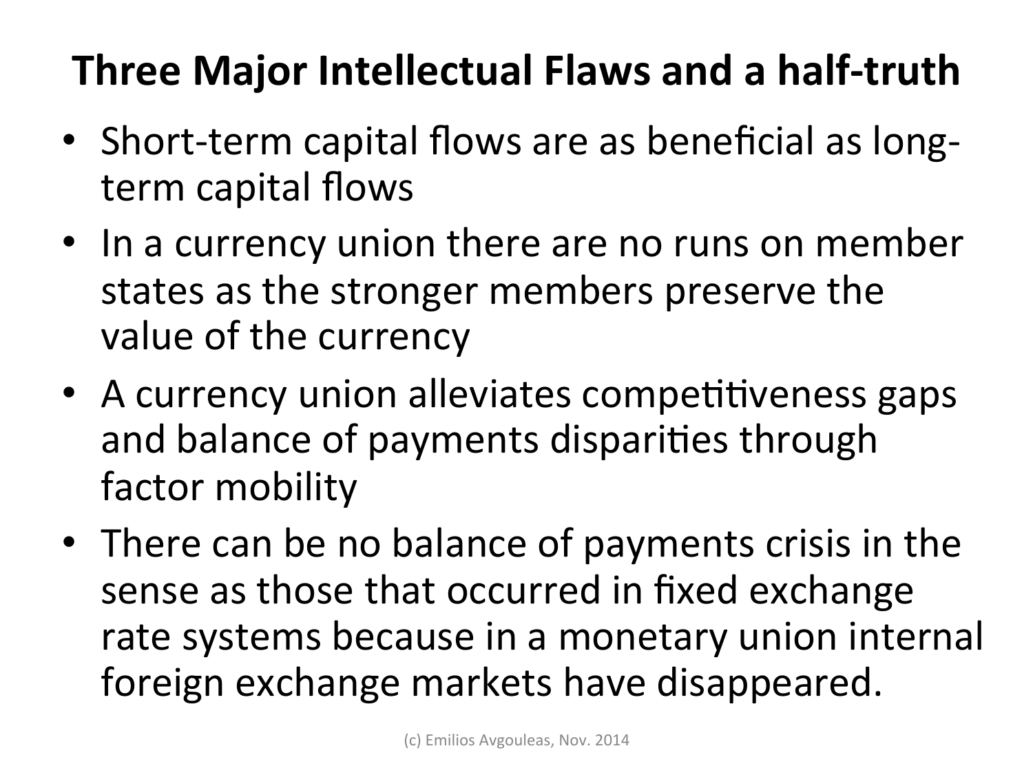# Three Major Intellectual Flaws and a half-truth

- Short-term capital flows are as beneficial as long-term capital flows
- In a currency union there are no runs on member states as the stronger members preserve the value of the currency
- A currency union alleviates competitiveness gaps and balance of payments disparities through factor mobility
- There can be no balance of payments crisis in the sense as those that occurred in fixed exchange rate systems because in a monetary union internal foreign exchange markets have disappeared.

(c) Emilios Avgouleas, Nov. 2014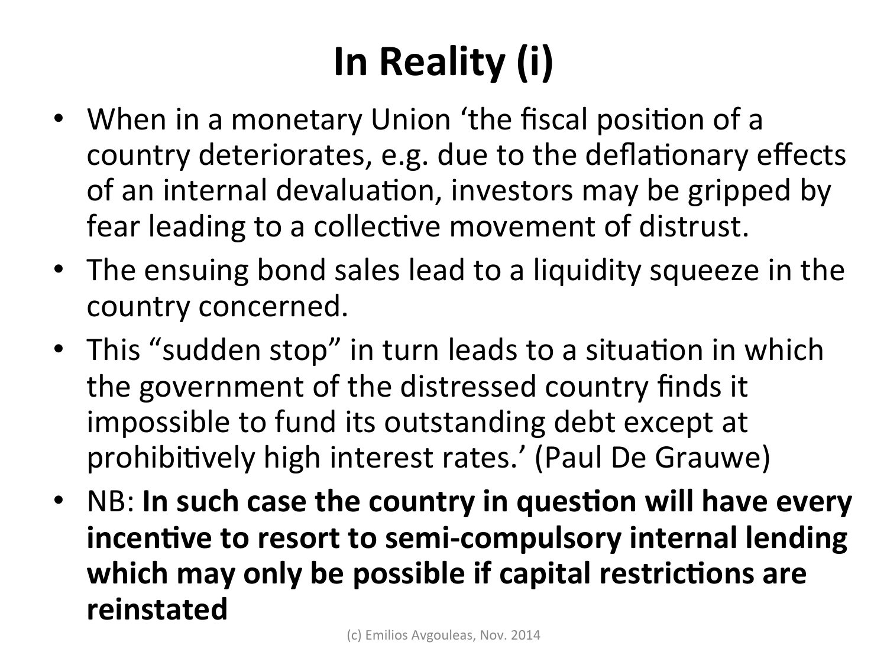# In Reality (i)

- When in a monetary Union 'the fiscal position of a country deteriorates, e.g. due to the deflationary effects of an internal devaluation, investors may be gripped by fear leading to a collective movement of distrust.
- The ensuing bond sales lead to a liquidity squeeze in the country concerned.
- This "sudden stop" in turn leads to a situation in which the government of the distressed country finds it impossible to fund its outstanding debt except at prohibitively high interest rates.' (Paul De Grauwe)
- NB: **In such case the country in question will have every incentive to resort to semi-compulsory internal lending which may only be possible if capital restrictions are reinstated**

(c) Emilios Avgouleas, Nov. 2014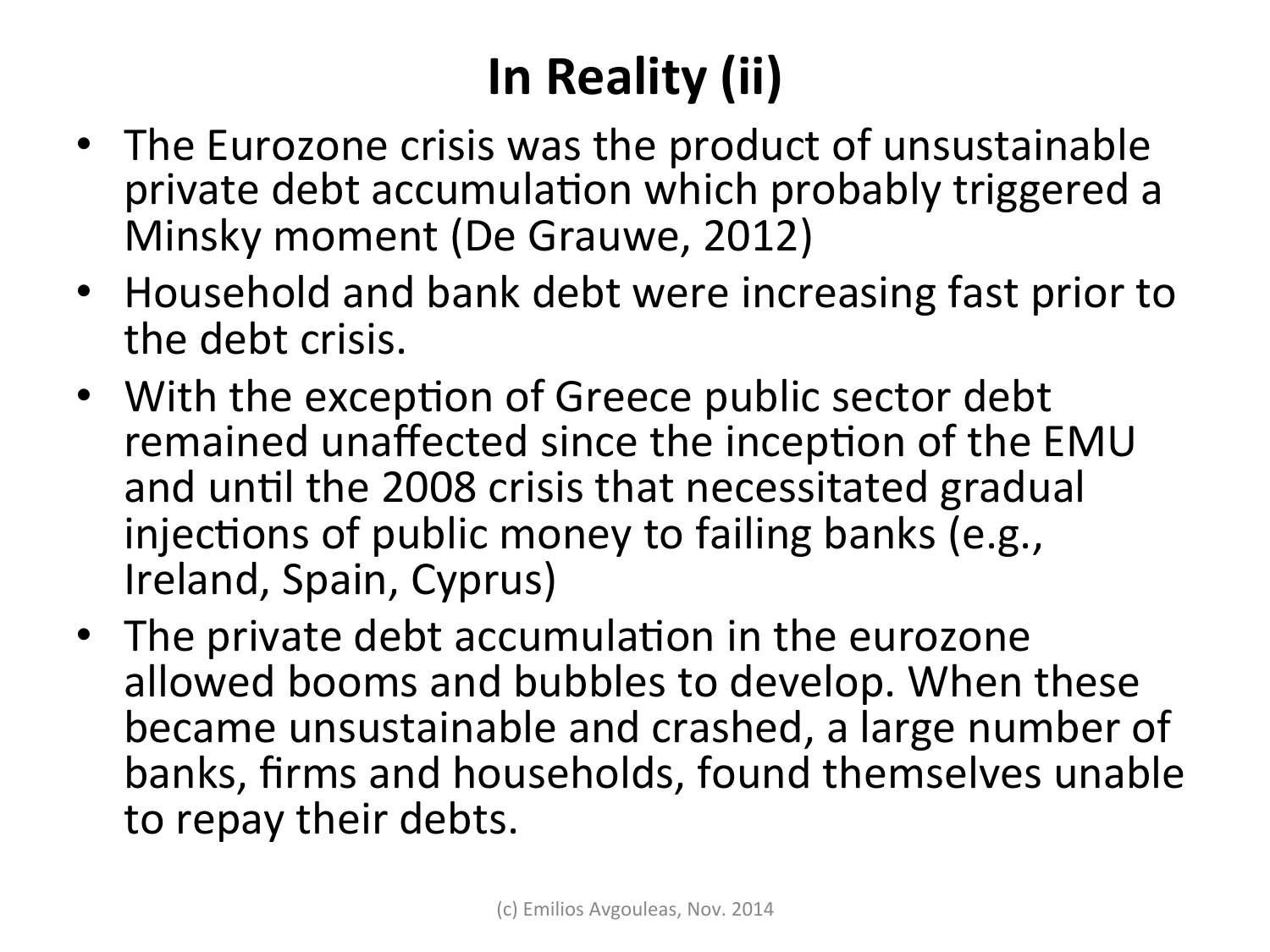# In Reality (ii)

- The Eurozone crisis was the product of unsustainable private debt accumulation which probably triggered a Minsky moment (De Grauwe, 2012)
- Household and bank debt were increasing fast prior to the debt crisis.
- With the exception of Greece public sector debt remained unaffected since the inception of the EMU and until the 2008 crisis that necessitated gradual injections of public money to failing banks (e.g., Ireland, Spain, Cyprus)
- The private debt accumulation in the eurozone allowed booms and bubbles to develop. When these became unsustainable and crashed, a large number of banks, firms and households, found themselves unable to repay their debts.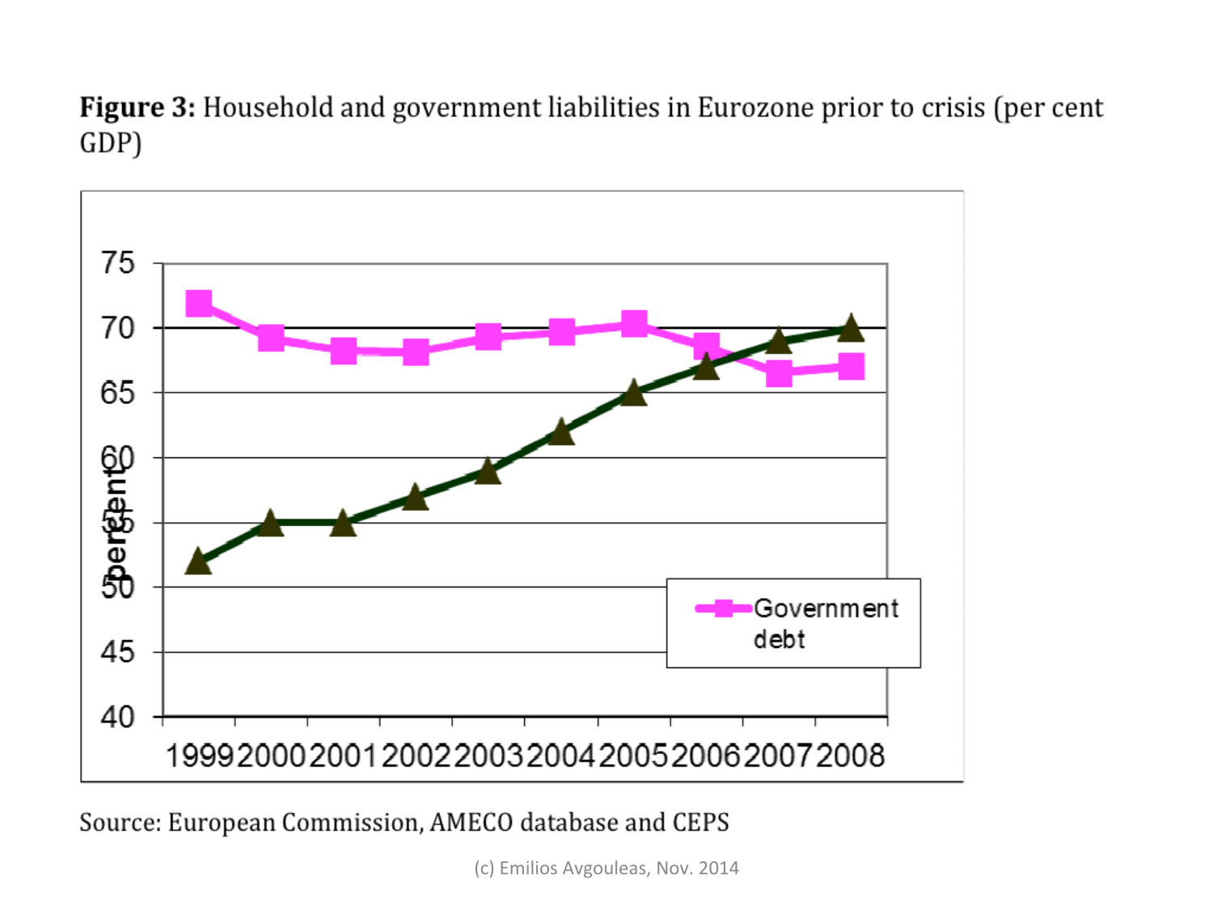**Figure 3:** Household and government liabilities in Eurozone prior to crisis (per cent GDP)

Source: European Commission, AMECO database and CEPS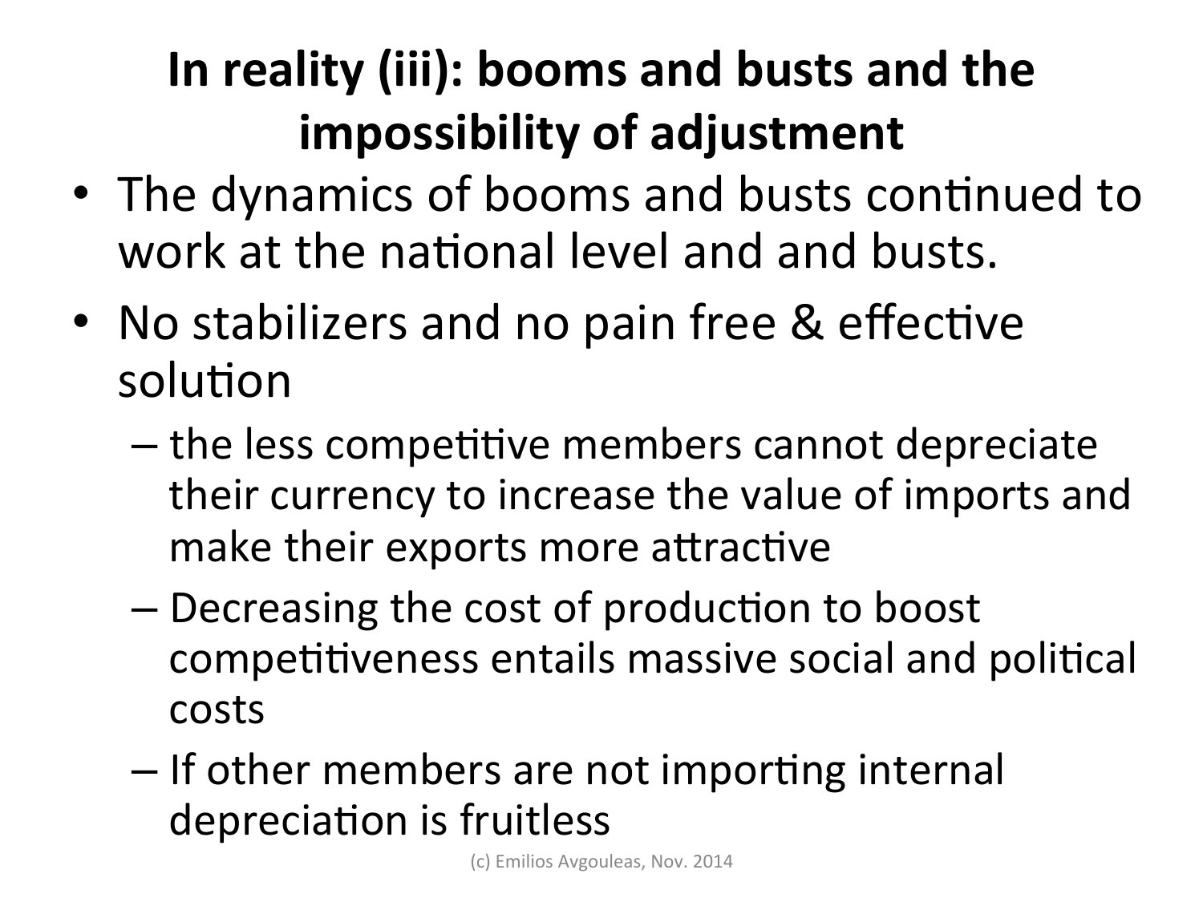# In reality (iii): booms and busts and the impossibility of adjustment

- The dynamics of booms and busts continued to work at the national level and and busts.
- No stabilizers and no pain free & effective solution
  - the less competitive members cannot depreciate their currency to increase the value of imports and make their exports more attractive
  - Decreasing the cost of production to boost competitiveness entails massive social and political costs
  - If other members are not importing internal depreciation is fruitless

(c) Emilios Avgouleas, Nov. 2014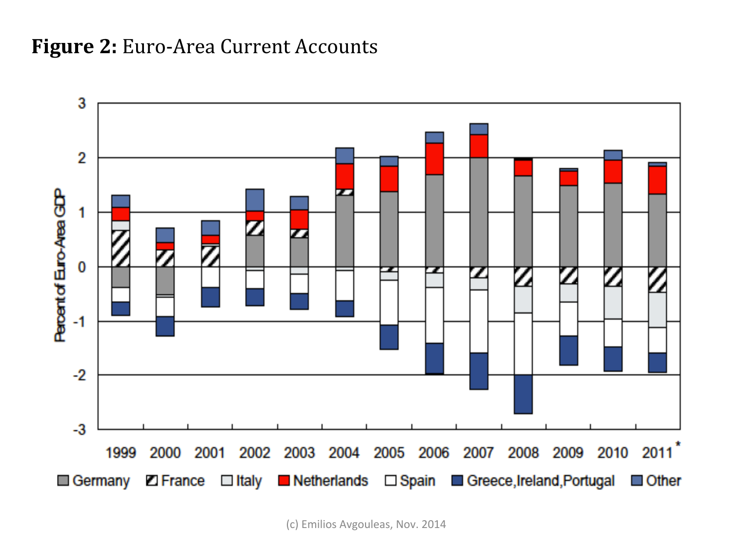**Figure 2:** Euro-Area Current Accounts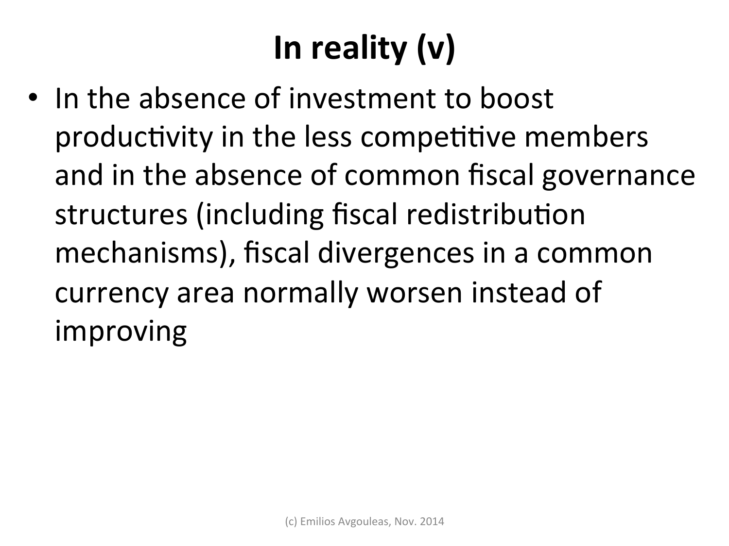# In reality (v)

- In the absence of investment to boost productivity in the less competitive members and in the absence of common fiscal governance structures (including fiscal redistribution mechanisms), fiscal divergences in a common currency area normally worsen instead of improving

(c) Emilios Avgouleas, Nov. 2014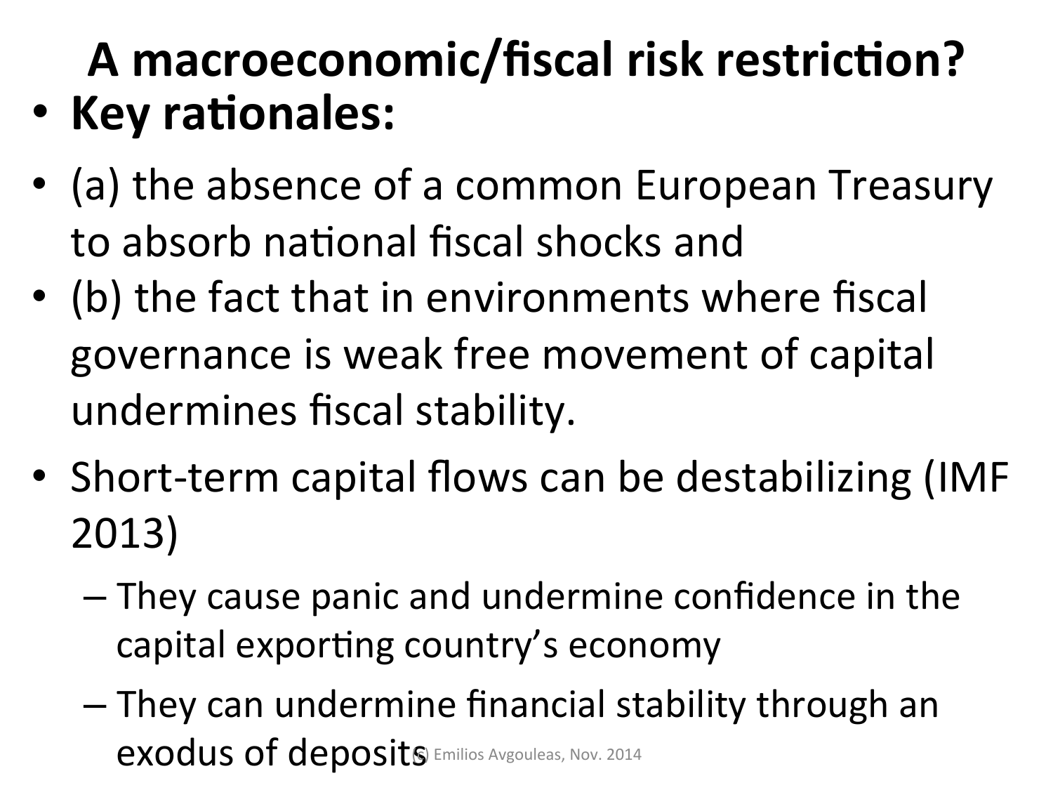# A macroeconomic/fiscal risk restriction?

- **Key rationales:**
- (a) the absence of a common European Treasury to absorb national fiscal shocks and
- (b) the fact that in environments where fiscal governance is weak free movement of capital undermines fiscal stability.
- Short-term capital flows can be destabilizing (IMF 2013)
  - They cause panic and undermine confidence in the capital exporting country's economy
  - They can undermine financial stability through an exodus of deposits

(c) Emilios Avgouleas, Nov. 2014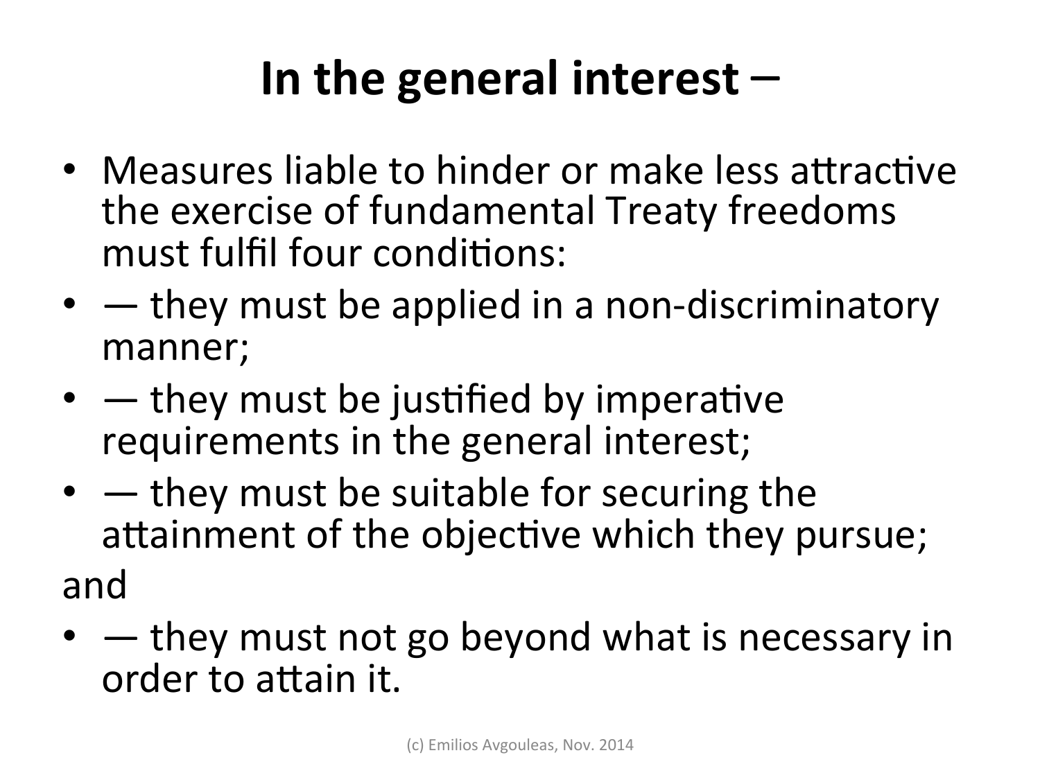# In the general interest –

- Measures liable to hinder or make less attractive the exercise of fundamental Treaty freedoms must fulfil four conditions:
- — they must be applied in a non-discriminatory manner;
- — they must be justified by imperative requirements in the general interest;
- — they must be suitable for securing the attainment of the objective which they pursue;

and

- — they must not go beyond what is necessary in order to attain it.

(c) Emilios Avgouleas, Nov. 2014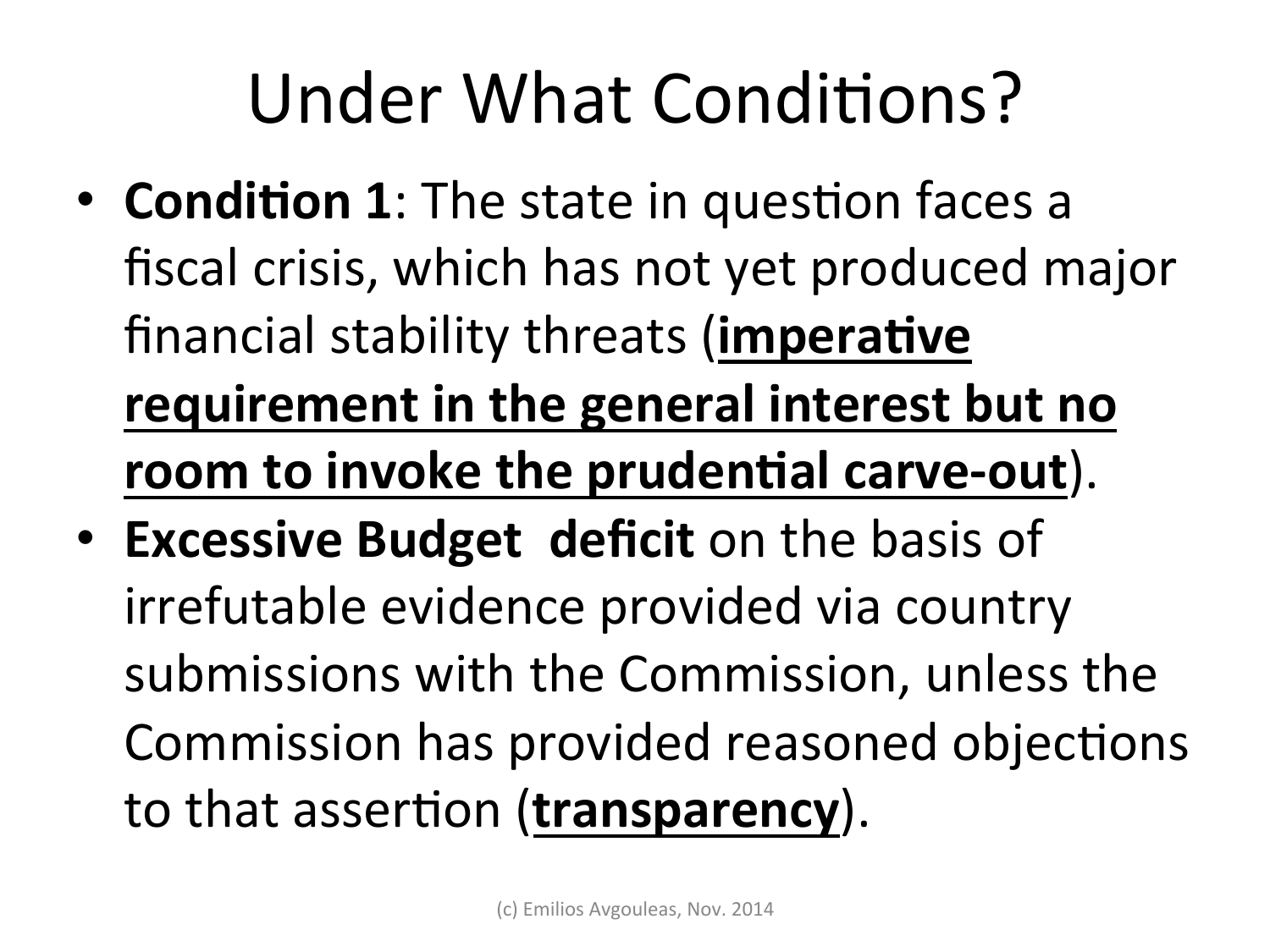# Under What Conditions?

- **Condition 1**: The state in question faces a fiscal crisis, which has not yet produced major financial stability threats (<u>**imperative requirement in the general interest but no room to invoke the prudential carve-out**</u>).
- **Excessive Budget deficit** on the basis of irrefutable evidence provided via country submissions with the Commission, unless the Commission has provided reasoned objections to that assertion (<u>**transparency**</u>).

(c) Emilios Avgouleas, Nov. 2014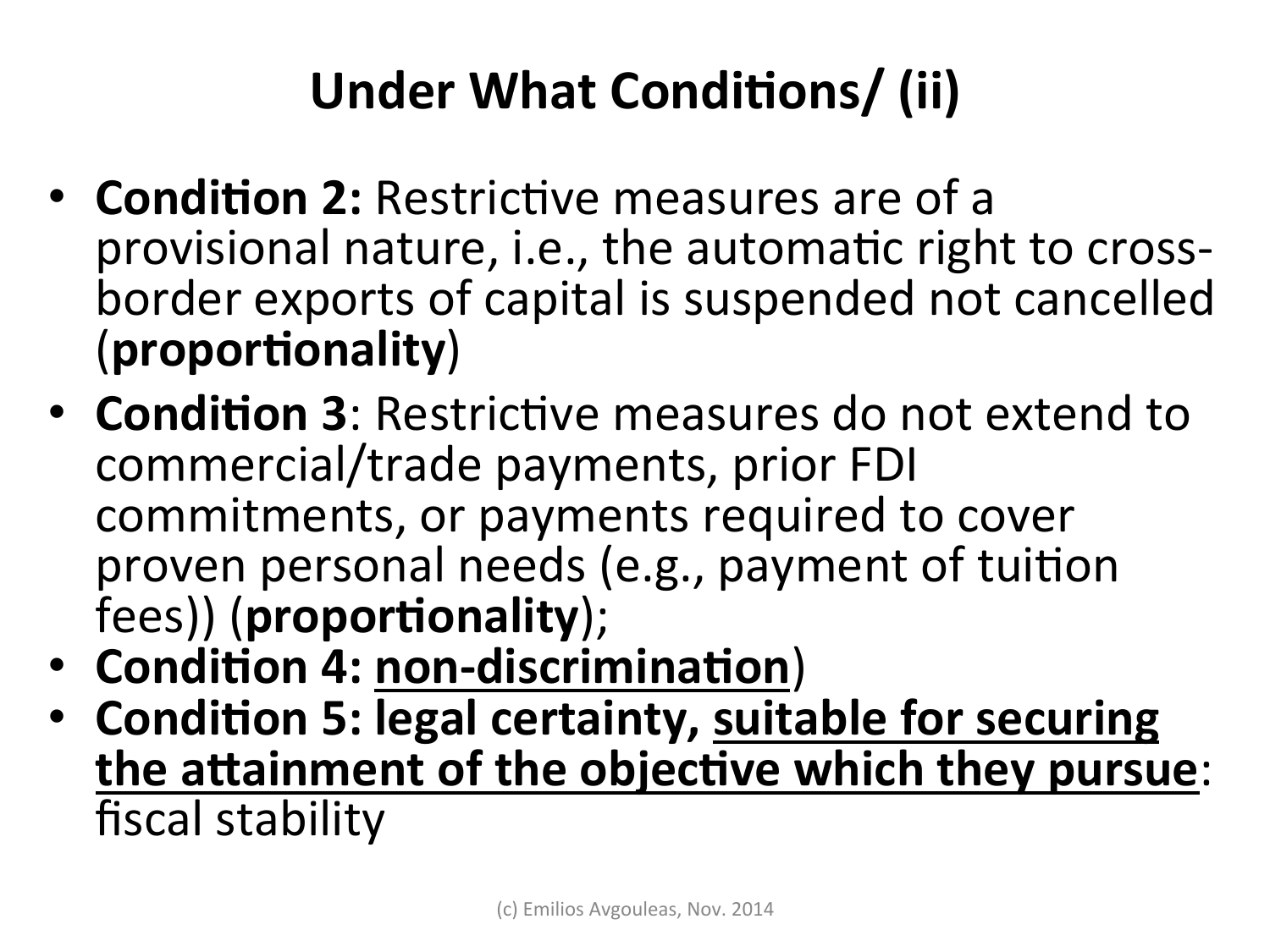# Under What Conditions/ (ii)

- **Condition 2:** Restrictive measures are of a provisional nature, i.e., the automatic right to cross-border exports of capital is suspended not cancelled (**proportionality**)
- **Condition 3**: Restrictive measures do not extend to commercial/trade payments, prior FDI commitments, or payments required to cover proven personal needs (e.g., payment of tuition fees)) (**proportionality**);
- **Condition 4: <u>non-discrimination</u>**)
- **Condition 5: legal certainty, <u>suitable for securing the attainment of the objective which they pursue</u>**: fiscal stability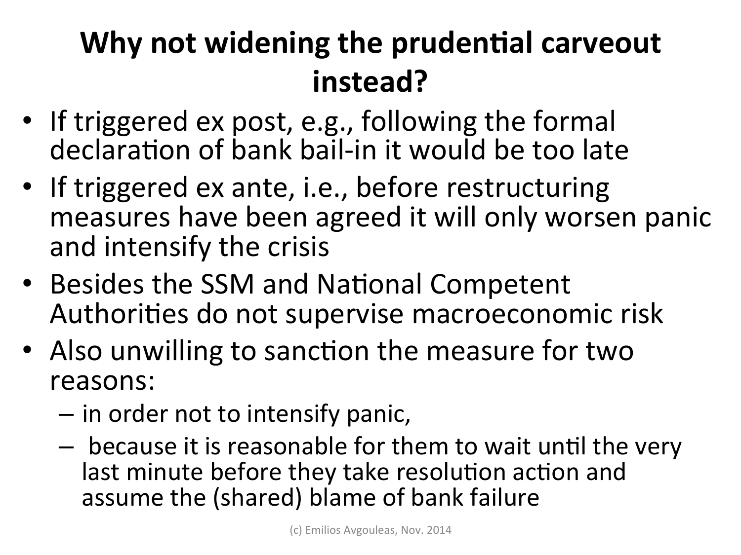# Why not widening the prudential carveout instead?

- If triggered ex post, e.g., following the formal declaration of bank bail-in it would be too late
- If triggered ex ante, i.e., before restructuring measures have been agreed it will only worsen panic and intensify the crisis
- Besides the SSM and National Competent Authorities do not supervise macroeconomic risk
- Also unwilling to sanction the measure for two reasons:
  - in order not to intensify panic,
  - because it is reasonable for them to wait until the very last minute before they take resolution action and assume the (shared) blame of bank failure

(c) Emilios Avgouleas, Nov. 2014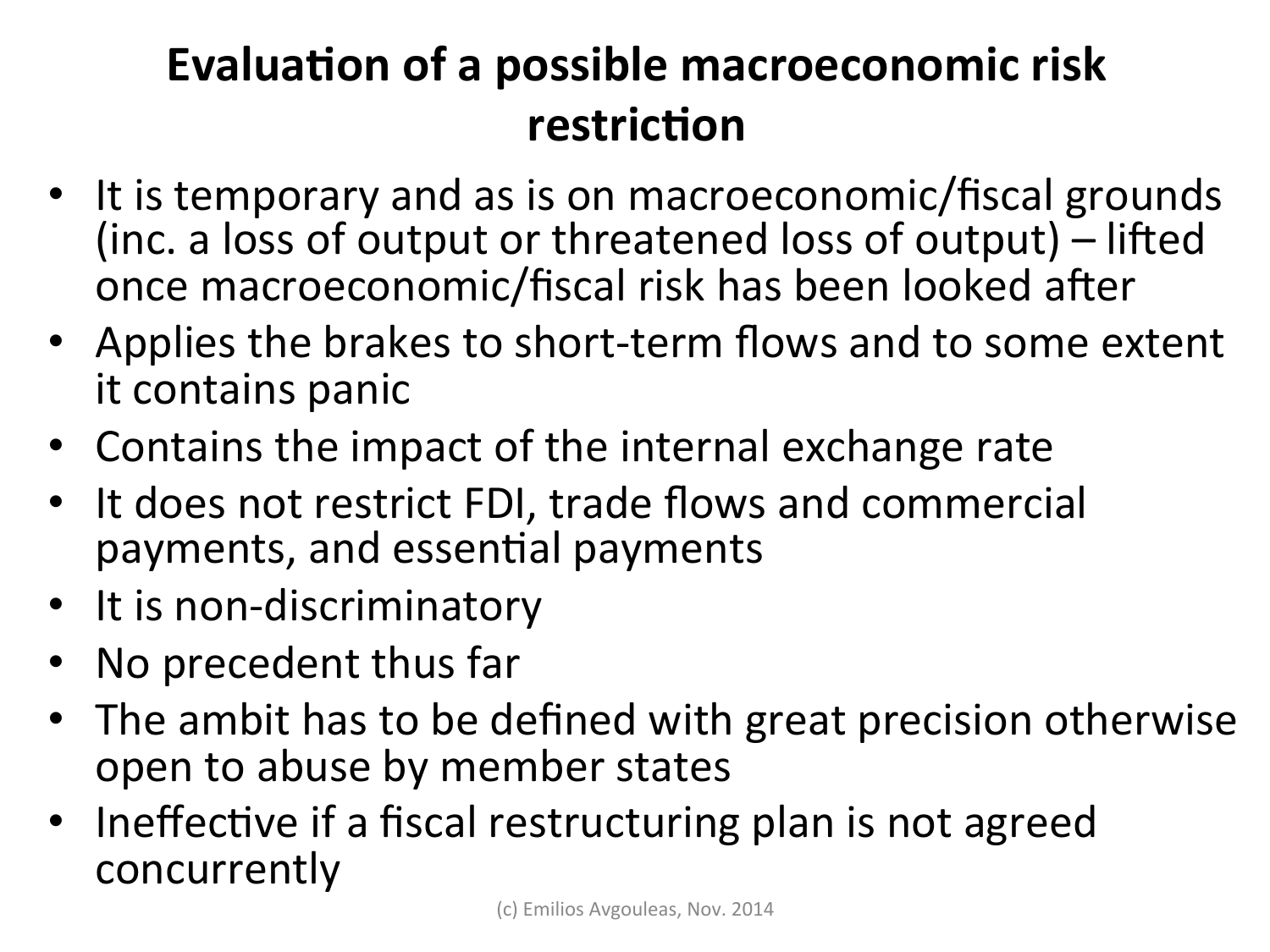# Evaluation of a possible macroeconomic risk restriction

- It is temporary and as is on macroeconomic/fiscal grounds (inc. a loss of output or threatened loss of output) – lifted once macroeconomic/fiscal risk has been looked after
- Applies the brakes to short-term flows and to some extent it contains panic
- Contains the impact of the internal exchange rate
- It does not restrict FDI, trade flows and commercial payments, and essential payments
- It is non-discriminatory
- No precedent thus far
- The ambit has to be defined with great precision otherwise open to abuse by member states
- Ineffective if a fiscal restructuring plan is not agreed concurrently

(c) Emilios Avgouleas, Nov. 2014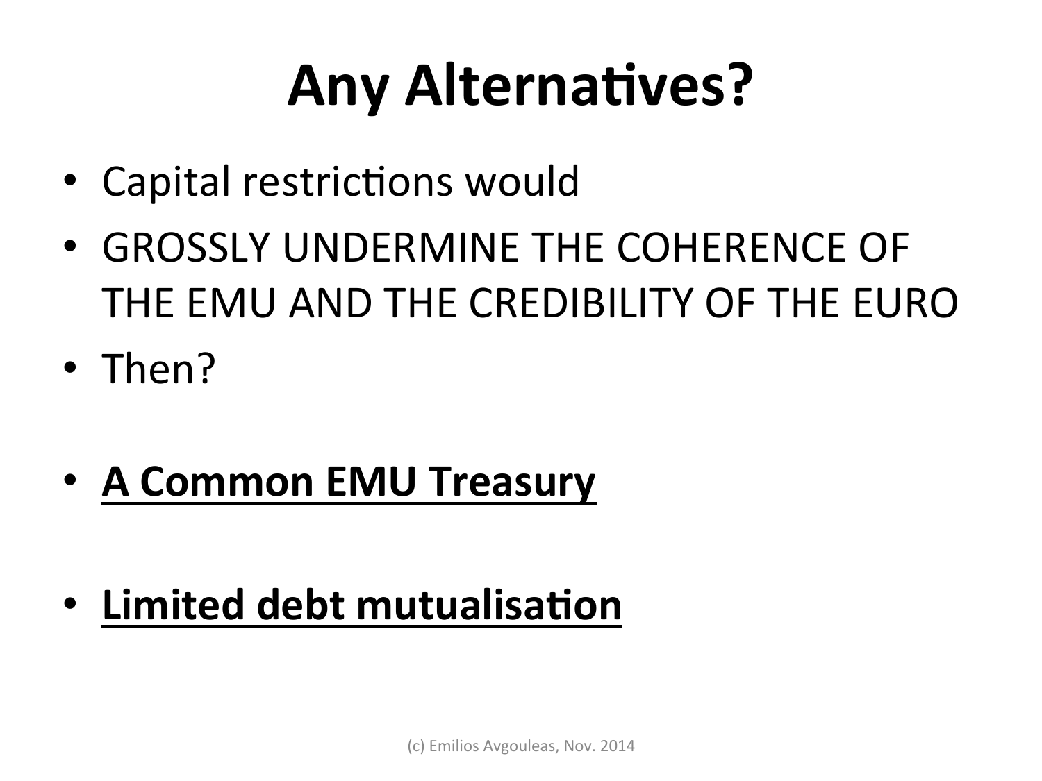# Any Alternatives?

- Capital restrictions would
- GROSSLY UNDERMINE THE COHERENCE OF THE EMU AND THE CREDIBILITY OF THE EURO
- Then?

- **A Common EMU Treasury**

- **Limited debt mutualisation**

(c) Emilios Avgouleas, Nov. 2014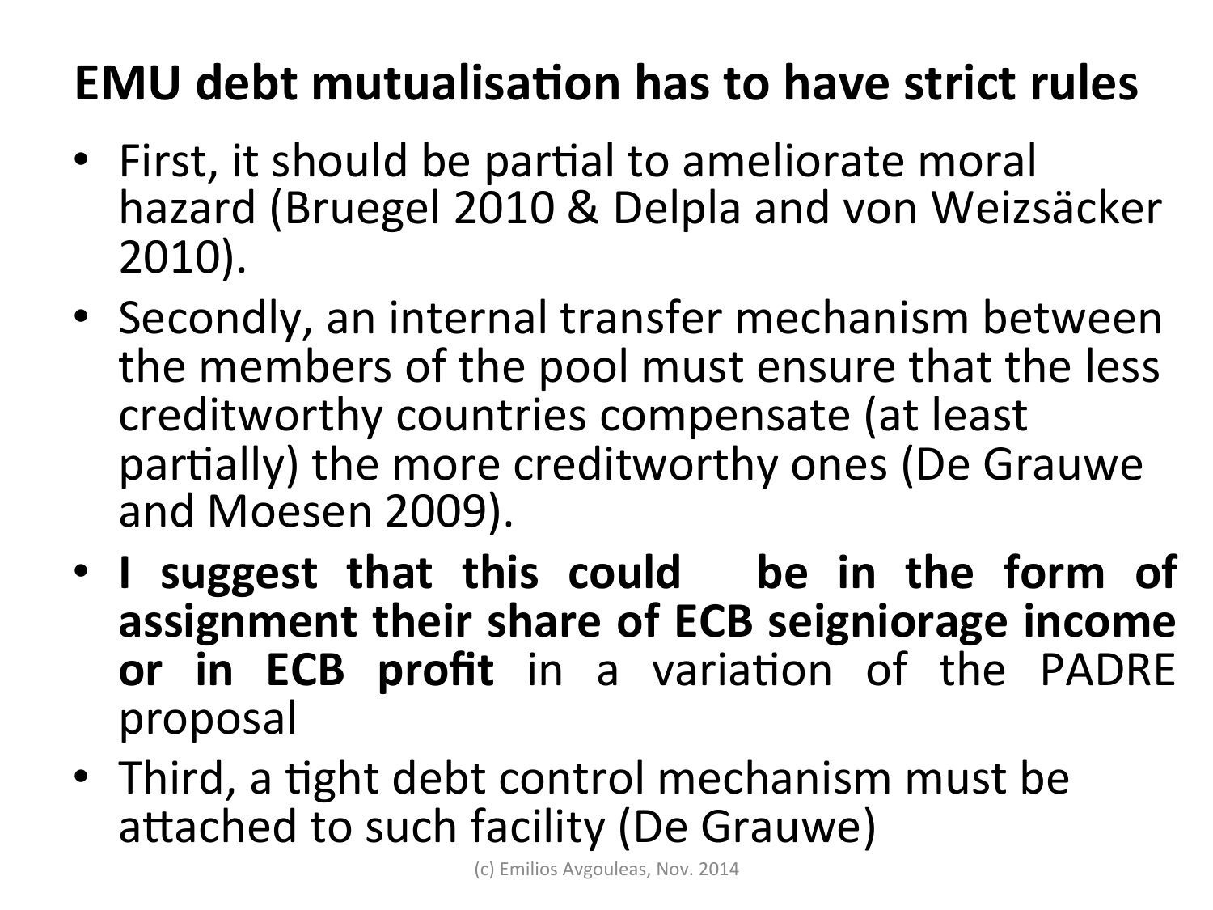# EMU debt mutualisation has to have strict rules

- First, it should be partial to ameliorate moral hazard (Bruegel 2010 & Delpla and von Weizsäcker 2010).
- Secondly, an internal transfer mechanism between the members of the pool must ensure that the less creditworthy countries compensate (at least partially) the more creditworthy ones (De Grauwe and Moesen 2009).
- **I suggest that this could be in the form of assignment their share of ECB seigniorage income or in ECB profit** in a variation of the PADRE proposal
- Third, a tight debt control mechanism must be attached to such facility (De Grauwe)

(c) Emilios Avgouleas, Nov. 2014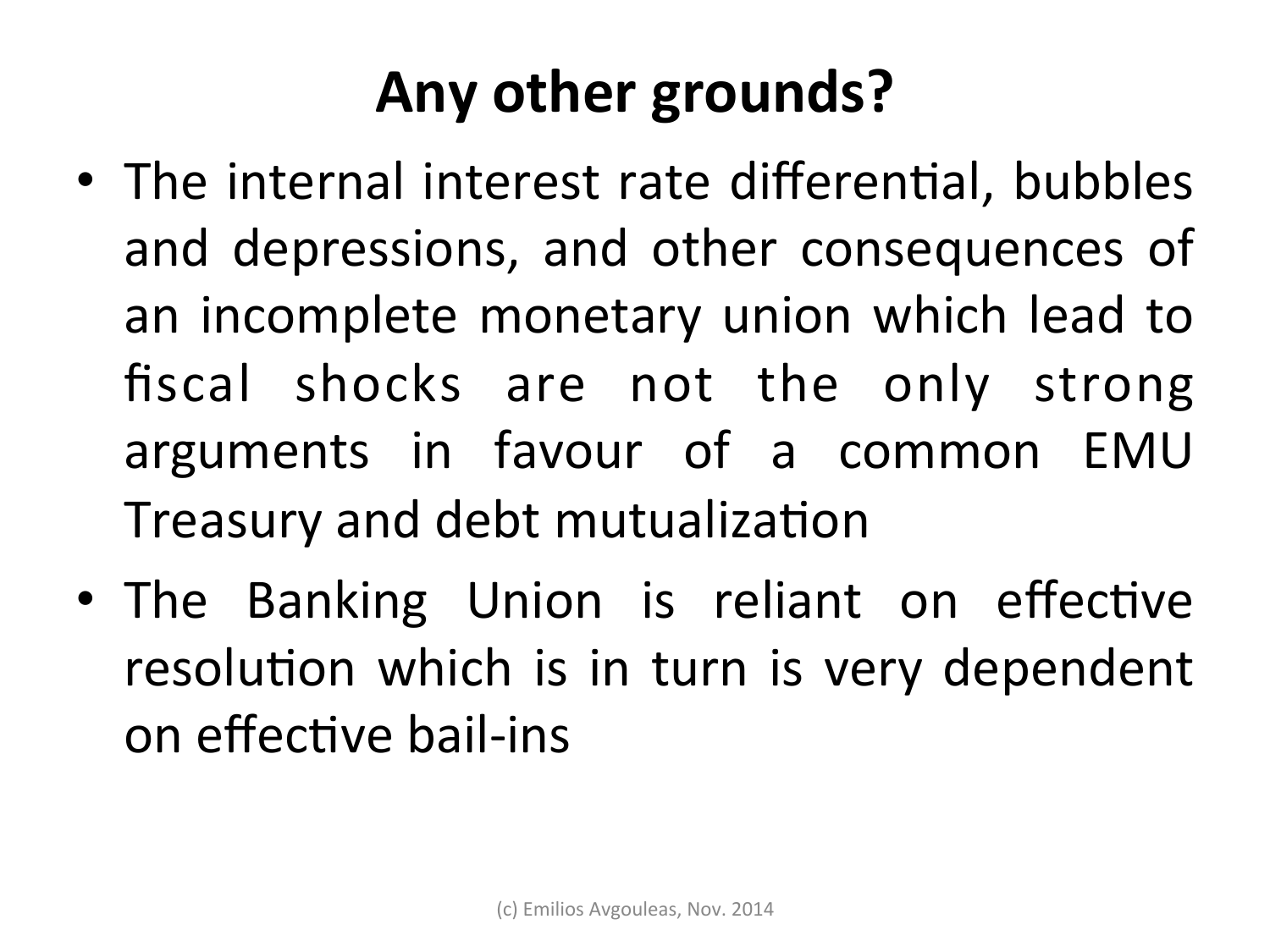# Any other grounds?

- The internal interest rate differential, bubbles and depressions, and other consequences of an incomplete monetary union which lead to fiscal shocks are not the only strong arguments in favour of a common EMU Treasury and debt mutualization
- The Banking Union is reliant on effective resolution which is in turn is very dependent on effective bail-ins

(c) Emilios Avgouleas, Nov. 2014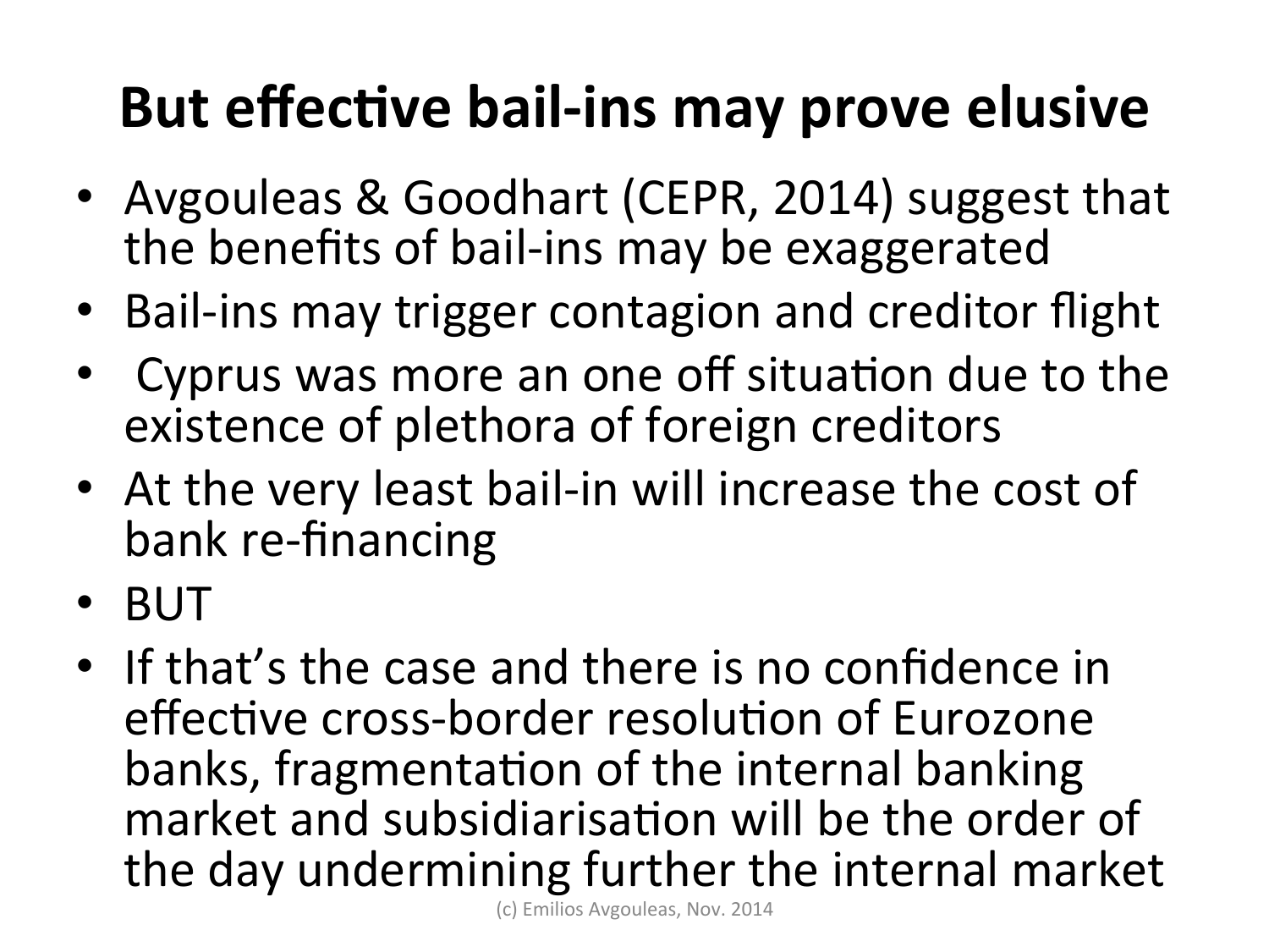# But effective bail-ins may prove elusive

- Avgouleas & Goodhart (CEPR, 2014) suggest that the benefits of bail-ins may be exaggerated
- Bail-ins may trigger contagion and creditor flight
- Cyprus was more an one off situation due to the existence of plethora of foreign creditors
- At the very least bail-in will increase the cost of bank re-financing
- BUT
- If that's the case and there is no confidence in effective cross-border resolution of Eurozone banks, fragmentation of the internal banking market and subsidiarisation will be the order of the day undermining further the internal market

(c) Emilios Avgouleas, Nov. 2014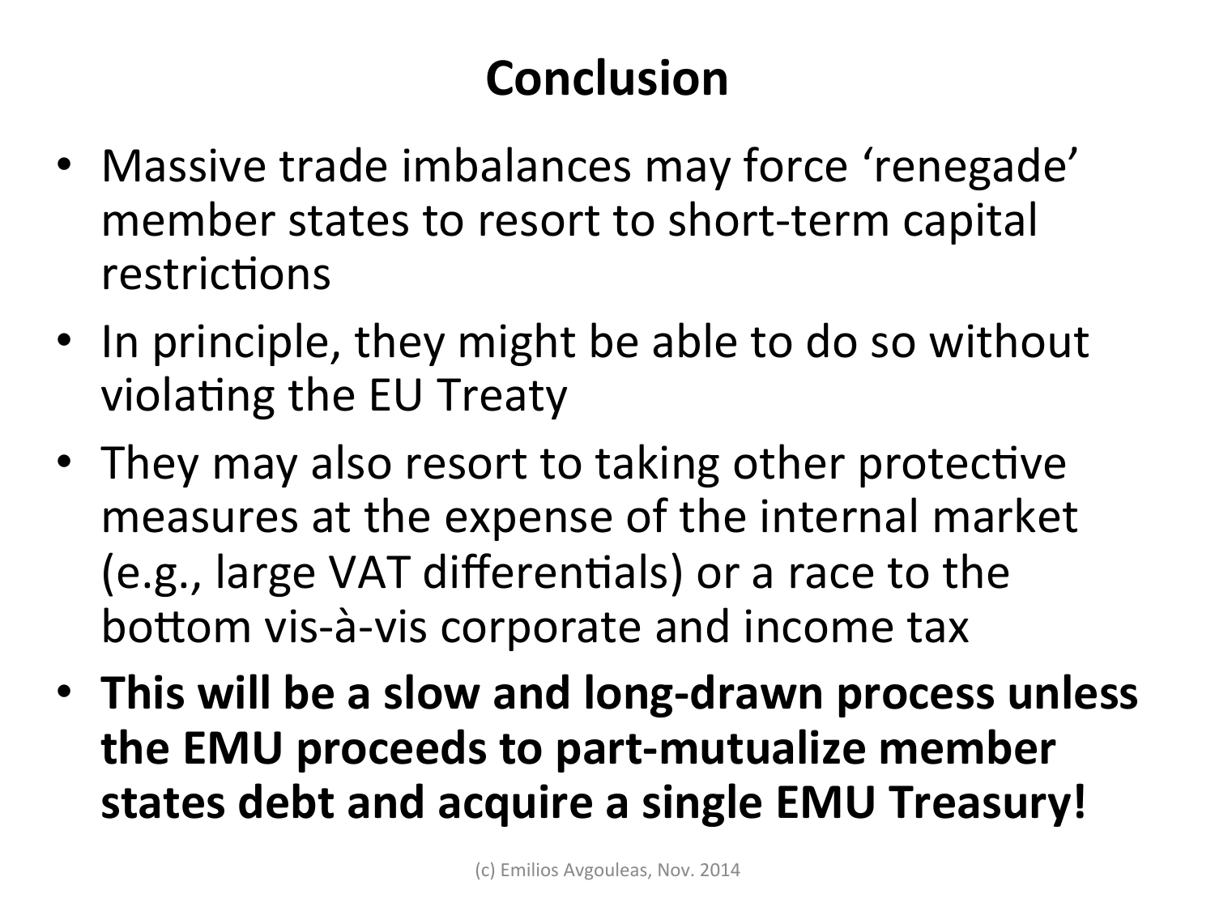# Conclusion

- Massive trade imbalances may force 'renegade' member states to resort to short-term capital restrictions
- In principle, they might be able to do so without violating the EU Treaty
- They may also resort to taking other protective measures at the expense of the internal market (e.g., large VAT differentials) or a race to the bottom vis-à-vis corporate and income tax
- **This will be a slow and long-drawn process unless the EMU proceeds to part-mutualize member states debt and acquire a single EMU Treasury!**

(c) Emilios Avgouleas, Nov. 2014